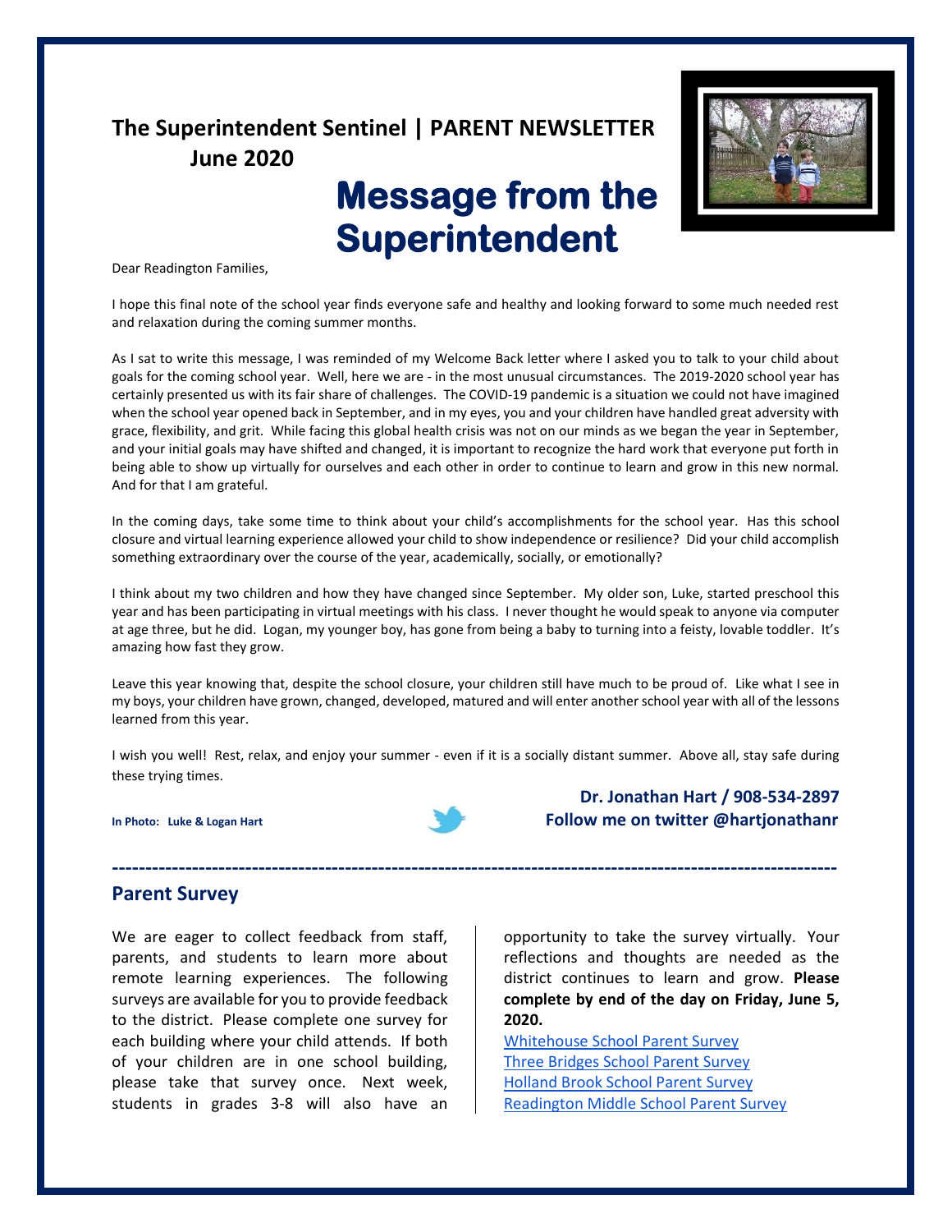# The Superintendent Sentinel | PARENT NEWSLETTER

**June 2020**

# Message from the Superintendent

Dear Readington Families,

I hope this final note of the school year finds everyone safe and healthy and looking forward to some much needed rest and relaxation during the coming summer months.

As I sat to write this message, I was reminded of my Welcome Back letter where I asked you to talk to your child about goals for the coming school year. Well, here we are - in the most unusual circumstances. The 2019-2020 school year has certainly presented us with its fair share of challenges. The COVID-19 pandemic is a situation we could not have imagined when the school year opened back in September, and in my eyes, you and your children have handled great adversity with grace, flexibility, and grit. While facing this global health crisis was not on our minds as we began the year in September, and your initial goals may have shifted and changed, it is important to recognize the hard work that everyone put forth in being able to show up virtually for ourselves and each other in order to continue to learn and grow in this new normal. And for that I am grateful.

In the coming days, take some time to think about your child's accomplishments for the school year. Has this school closure and virtual learning experience allowed your child to show independence or resilience? Did your child accomplish something extraordinary over the course of the year, academically, socially, or emotionally?

I think about my two children and how they have changed since September. My older son, Luke, started preschool this year and has been participating in virtual meetings with his class. I never thought he would speak to anyone via computer at age three, but he did. Logan, my younger boy, has gone from being a baby to turning into a feisty, lovable toddler. It's amazing how fast they grow.

Leave this year knowing that, despite the school closure, your children still have much to be proud of. Like what I see in my boys, your children have grown, changed, developed, matured and will enter another school year with all of the lessons learned from this year.

I wish you well! Rest, relax, and enjoy your summer - even if it is a socially distant summer. Above all, stay safe during these trying times.

**In Photo: Luke & Logan Hart**

**Dr. Jonathan Hart / 908-534-2897**
**Follow me on twitter @hartjonathanr**

---

## Parent Survey

We are eager to collect feedback from staff, parents, and students to learn more about remote learning experiences. The following surveys are available for you to provide feedback to the district. Please complete one survey for each building where your child attends. If both of your children are in one school building, please take that survey once. Next week, students in grades 3-8 will also have an opportunity to take the survey virtually. Your reflections and thoughts are needed as the district continues to learn and grow. **Please complete by end of the day on Friday, June 5, 2020.**

Whitehouse School Parent Survey
Three Bridges School Parent Survey
Holland Brook School Parent Survey
Readington Middle School Parent Survey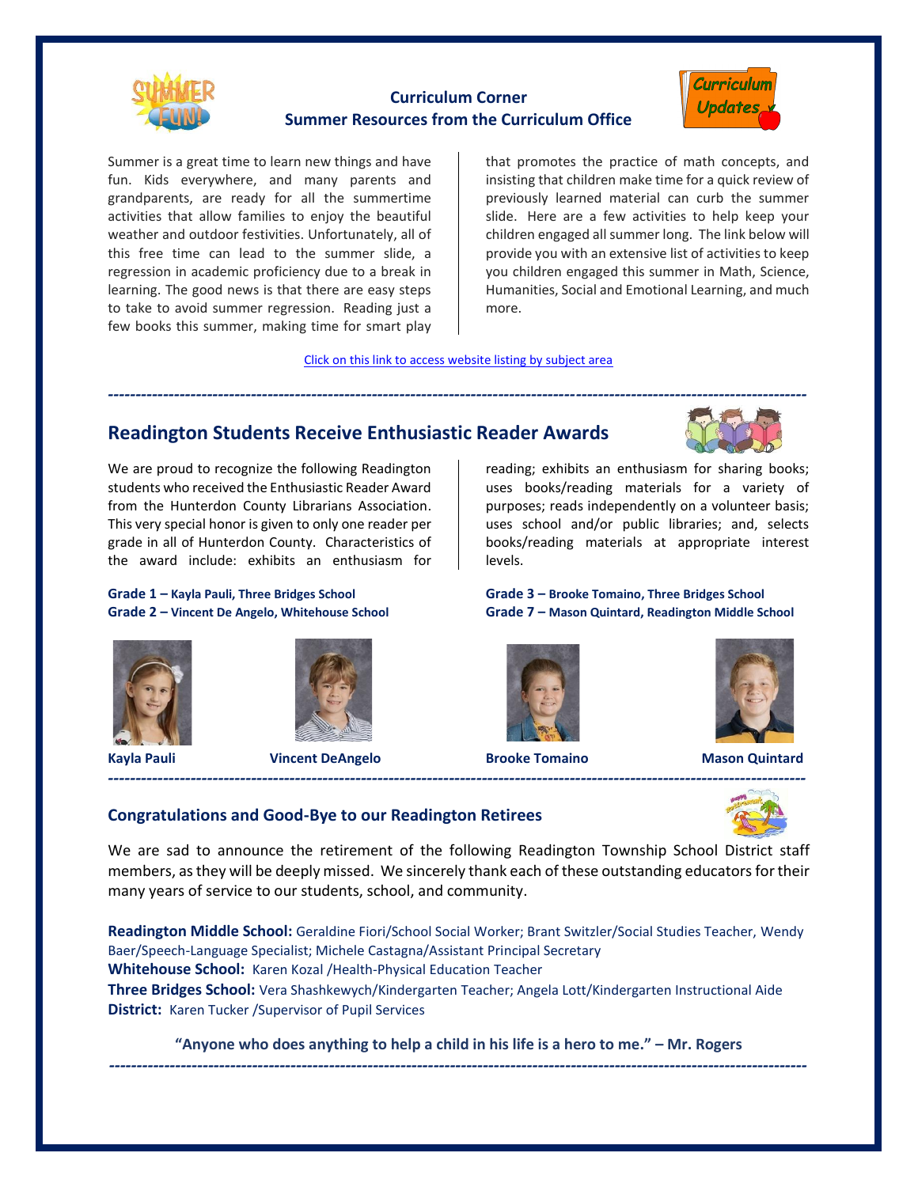## Curriculum Corner
### Summer Resources from the Curriculum Office

Summer is a great time to learn new things and have fun. Kids everywhere, and many parents and grandparents, are ready for all the summertime activities that allow families to enjoy the beautiful weather and outdoor festivities. Unfortunately, all of this free time can lead to the summer slide, a regression in academic proficiency due to a break in learning. The good news is that there are easy steps to take to avoid summer regression. Reading just a few books this summer, making time for smart play that promotes the practice of math concepts, and insisting that children make time for a quick review of previously learned material can curb the summer slide. Here are a few activities to help keep your children engaged all summer long. The link below will provide you with an extensive list of activities to keep you children engaged this summer in Math, Science, Humanities, Social and Emotional Learning, and much more.

Click on this link to access website listing by subject area

---

## Readington Students Receive Enthusiastic Reader Awards

We are proud to recognize the following Readington students who received the Enthusiastic Reader Award from the Hunterdon County Librarians Association. This very special honor is given to only one reader per grade in all of Hunterdon County. Characteristics of the award include: exhibits an enthusiasm for reading; exhibits an enthusiasm for sharing books; uses books/reading materials for a variety of purposes; reads independently on a volunteer basis; uses school and/or public libraries; and, selects books/reading materials at appropriate interest levels.

**Grade 1 – Kayla Pauli, Three Bridges School**
**Grade 2 – Vincent De Angelo, Whitehouse School**
**Grade 3 – Brooke Tomaino, Three Bridges School**
**Grade 7 – Mason Quintard, Readington Middle School**

**Kayla Pauli** **Vincent DeAngelo** **Brooke Tomaino** **Mason Quintard**

---

## Congratulations and Good-Bye to our Readington Retirees

We are sad to announce the retirement of the following Readington Township School District staff members, as they will be deeply missed. We sincerely thank each of these outstanding educators for their many years of service to our students, school, and community.

**Readington Middle School:** Geraldine Fiori/School Social Worker; Brant Switzler/Social Studies Teacher, Wendy Baer/Speech-Language Specialist; Michele Castagna/Assistant Principal Secretary
**Whitehouse School:** Karen Kozal /Health-Physical Education Teacher
**Three Bridges School:** Vera Shashkewych/Kindergarten Teacher; Angela Lott/Kindergarten Instructional Aide
**District:** Karen Tucker /Supervisor of Pupil Services

**"Anyone who does anything to help a child in his life is a hero to me." – Mr. Rogers**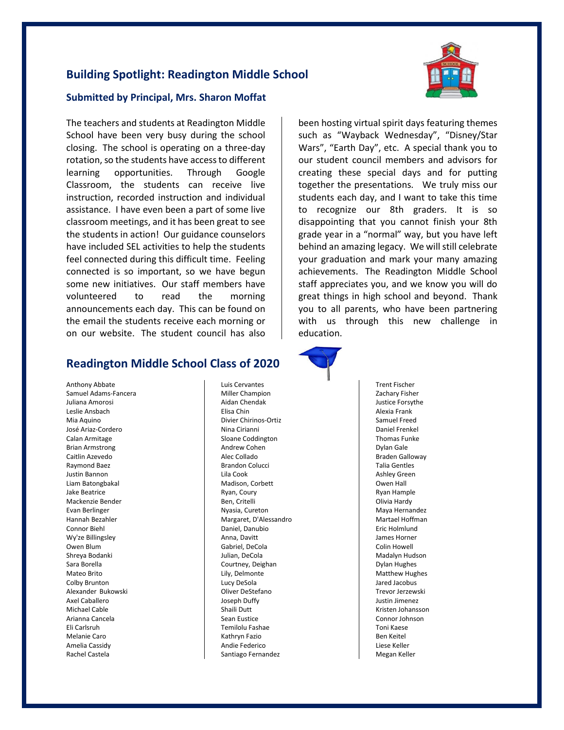## Building Spotlight: Readington Middle School

### Submitted by Principal, Mrs. Sharon Moffat

The teachers and students at Readington Middle School have been very busy during the school closing. The school is operating on a three-day rotation, so the students have access to different learning opportunities. Through Google Classroom, the students can receive live instruction, recorded instruction and individual assistance. I have even been a part of some live classroom meetings, and it has been great to see the students in action! Our guidance counselors have included SEL activities to help the students feel connected during this difficult time. Feeling connected is so important, so we have begun some new initiatives. Our staff members have volunteered to read the morning announcements each day. This can be found on the email the students receive each morning or on our website. The student council has also been hosting virtual spirit days featuring themes such as "Wayback Wednesday", "Disney/Star Wars", "Earth Day", etc. A special thank you to our student council members and advisors for creating these special days and for putting together the presentations. We truly miss our students each day, and I want to take this time to recognize our 8th graders. It is so disappointing that you cannot finish your 8th grade year in a "normal" way, but you have left behind an amazing legacy. We will still celebrate your graduation and mark your many amazing achievements. The Readington Middle School staff appreciates you, and we know you will do great things in high school and beyond. Thank you to all parents, who have been partnering with us through this new challenge in education.

## Readington Middle School Class of 2020

Anthony Abbate
Samuel Adams-Fancera
Juliana Amorosi
Leslie Ansbach
Mia Aquino
José Ariaz-Cordero
Calan Armitage
Brian Armstrong
Caitlin Azevedo
Raymond Baez
Justin Bannon
Liam Batongbakal
Jake Beatrice
Mackenzie Bender
Evan Berlinger
Hannah Bezahler
Connor Biehl
Wy'ze Billingsley
Owen Blum
Shreya Bodanki
Sara Borella
Mateo Brito
Colby Brunton
Alexander Bukowski
Axel Caballero
Michael Cable
Arianna Cancela
Eli Carlsruh
Melanie Caro
Amelia Cassidy
Rachel Castela
Luis Cervantes
Miller Champion
Aidan Chendak
Elisa Chin
Divier Chirinos-Ortiz
Nina Cirianni
Sloane Coddington
Andrew Cohen
Alec Collado
Brandon Colucci
Lila Cook
Madison, Corbett
Ryan, Coury
Ben, Critelli
Nyasia, Cureton
Margaret, D'Alessandro
Daniel, Danubio
Anna, Davitt
Gabriel, DeCola
Julian, DeCola
Courtney, Deighan
Lily, Delmonte
Lucy DeSola
Oliver DeStefano
Joseph Duffy
Shaili Dutt
Sean Eustice
Temilolu Fashae
Kathryn Fazio
Andie Federico
Santiago Fernandez
Trent Fischer
Zachary Fisher
Justice Forsythe
Alexia Frank
Samuel Freed
Daniel Frenkel
Thomas Funke
Dylan Gale
Braden Galloway
Talia Gentles
Ashley Green
Owen Hall
Ryan Hample
Olivia Hardy
Maya Hernandez
Martael Hoffman
Eric Holmlund
James Horner
Colin Howell
Madalyn Hudson
Dylan Hughes
Matthew Hughes
Jared Jacobus
Trevor Jerzewski
Justin Jimenez
Kristen Johansson
Connor Johnson
Toni Kaese
Ben Keitel
Liese Keller
Megan Keller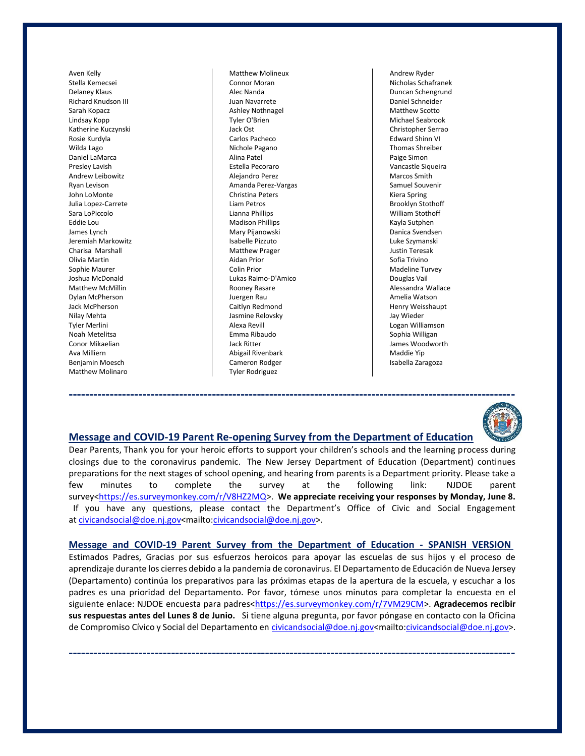Aven Kelly
Stella Kemecsei
Delaney Klaus
Richard Knudson III
Sarah Kopacz
Lindsay Kopp
Katherine Kuczynski
Rosie Kurdyla
Wilda Lago
Daniel LaMarca
Presley Lavish
Andrew Leibowitz
Ryan Levison
John LoMonte
Julia Lopez-Carrete
Sara LoPiccolo
Eddie Lou
James Lynch
Jeremiah Markowitz
Charisa Marshall
Olivia Martin
Sophie Maurer
Joshua McDonald
Matthew McMillin
Dylan McPherson
Jack McPherson
Nilay Mehta
Tyler Merlini
Noah Metelitsa
Conor Mikaelian
Ava Milliern
Benjamin Moesch
Matthew Molinaro
Matthew Molineux
Connor Moran
Alec Nanda
Juan Navarrete
Ashley Nothnagel
Tyler O'Brien
Jack Ost
Carlos Pacheco
Nichole Pagano
Alina Patel
Estella Pecoraro
Alejandro Perez
Amanda Perez-Vargas
Christina Peters
Liam Petros
Lianna Phillips
Madison Phillips
Mary Pijanowski
Isabelle Pizzuto
Matthew Prager
Aidan Prior
Colin Prior
Lukas Raimo-D'Amico
Rooney Rasare
Juergen Rau
Caitlyn Redmond
Jasmine Relovsky
Alexa Revill
Emma Ribaudo
Jack Ritter
Abigail Rivenbark
Cameron Rodger
Tyler Rodriguez
Andrew Ryder
Nicholas Schafranek
Duncan Schengrund
Daniel Schneider
Matthew Scotto
Michael Seabrook
Christopher Serrao
Edward Shinn VI
Thomas Shreiber
Paige Simon
Vancastle Siqueira
Marcos Smith
Samuel Souvenir
Kiera Spring
Brooklyn Stothoff
William Stothoff
Kayla Sutphen
Danica Svendsen
Luke Szymanski
Justin Teresak
Sofia Trivino
Madeline Turvey
Douglas Vail
Alessandra Wallace
Amelia Watson
Henry Weisshaupt
Jay Wieder
Logan Williamson
Sophia Willigan
James Woodworth
Maddie Yip
Isabella Zaragoza

---

## Message and COVID-19 Parent Re-opening Survey from the Department of Education

Dear Parents, Thank you for your heroic efforts to support your children's schools and the learning process during closings due to the coronavirus pandemic. The New Jersey Department of Education (Department) continues preparations for the next stages of school opening, and hearing from parents is a Department priority. Please take a few minutes to complete the survey at the following link: NJDOE parent survey<https://es.surveymonkey.com/r/V8HZ2MQ>. **We appreciate receiving your responses by Monday, June 8.** If you have any questions, please contact the Department's Office of Civic and Social Engagement at civicandsocial@doe.nj.gov<mailto:civicandsocial@doe.nj.gov>.

## Message and COVID-19 Parent Survey from the Department of Education - SPANISH VERSION

Estimados Padres, Gracias por sus esfuerzos heroicos para apoyar las escuelas de sus hijos y el proceso de aprendizaje durante los cierres debido a la pandemia de coronavirus. El Departamento de Educación de Nueva Jersey (Departamento) continúa los preparativos para las próximas etapas de la apertura de la escuela, y escuchar a los padres es una prioridad del Departamento. Por favor, tómese unos minutos para completar la encuesta en el siguiente enlace: NJDOE encuesta para padres<https://es.surveymonkey.com/r/7VM29CM>. **Agradecemos recibir sus respuestas antes del Lunes 8 de Junio.** Si tiene alguna pregunta, por favor póngase en contacto con la Oficina de Compromiso Cívico y Social del Departamento en civicandsocial@doe.nj.gov<mailto:civicandsocial@doe.nj.gov>.

---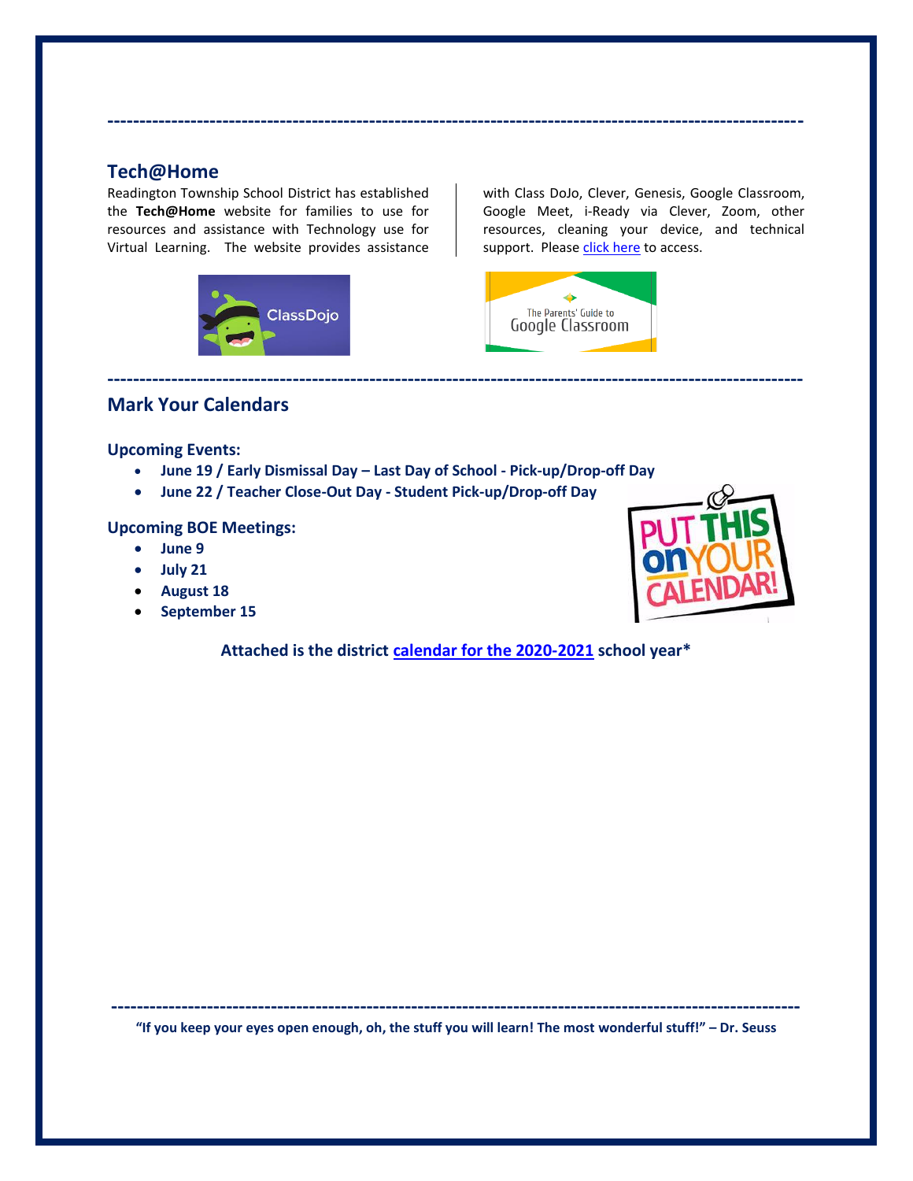---

## Tech@Home

Readington Township School District has established the **Tech@Home** website for families to use for resources and assistance with Technology use for Virtual Learning. The website provides assistance with Class DoJo, Clever, Genesis, Google Classroom, Google Meet, i-Ready via Clever, Zoom, other resources, cleaning your device, and technical support. Please click here to access.

---

## Mark Your Calendars

### Upcoming Events:

- **June 19 / Early Dismissal Day – Last Day of School - Pick-up/Drop-off Day**
- **June 22 / Teacher Close-Out Day - Student Pick-up/Drop-off Day**

### Upcoming BOE Meetings:

- **June 9**
- **July 21**
- **August 18**
- **September 15**

**Attached is the district calendar for the 2020-2021 school year***

---

**"If you keep your eyes open enough, oh, the stuff you will learn! The most wonderful stuff!" – Dr. Seuss**